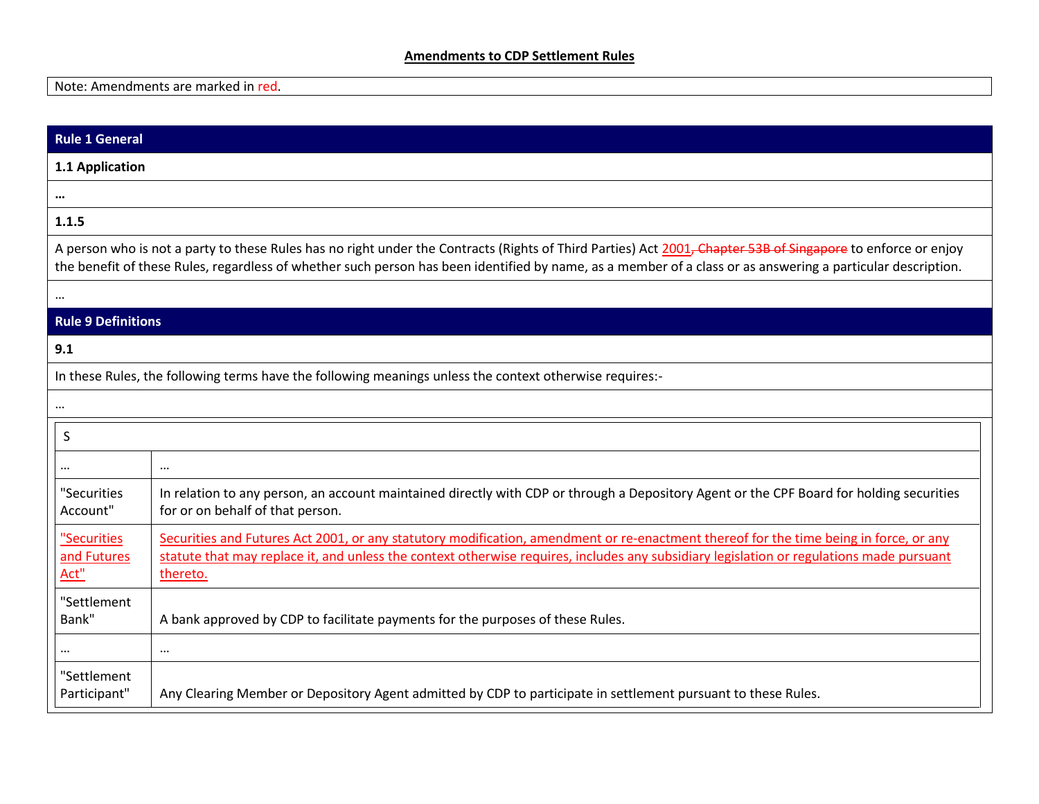# Amendments to CDP Settlement Rules

Note: Amendments are marked in red.

## Rule 1 General

### 1.1 Application

…

**1.1.5**

A person who is not a party to these Rules has no right under the Contracts (Rights of Third Parties) Act 2001~~, Chapter 53B of Singapore~~ to enforce or enjoy the benefit of these Rules, regardless of whether such person has been identified by name, as a member of a class or as answering a particular description.

…

## Rule 9 Definitions

**9.1**

In these Rules, the following terms have the following meanings unless the context otherwise requires:-

…

| S | |
|---|---|
| … | … |
| "Securities Account" | In relation to any person, an account maintained directly with CDP or through a Depository Agent or the CPF Board for holding securities for or on behalf of that person. |
| "Securities and Futures Act" | Securities and Futures Act 2001, or any statutory modification, amendment or re-enactment thereof for the time being in force, or any statute that may replace it, and unless the context otherwise requires, includes any subsidiary legislation or regulations made pursuant thereto. |
| "Settlement Bank" | A bank approved by CDP to facilitate payments for the purposes of these Rules. |
| … | … |
| "Settlement Participant" | Any Clearing Member or Depository Agent admitted by CDP to participate in settlement pursuant to these Rules. |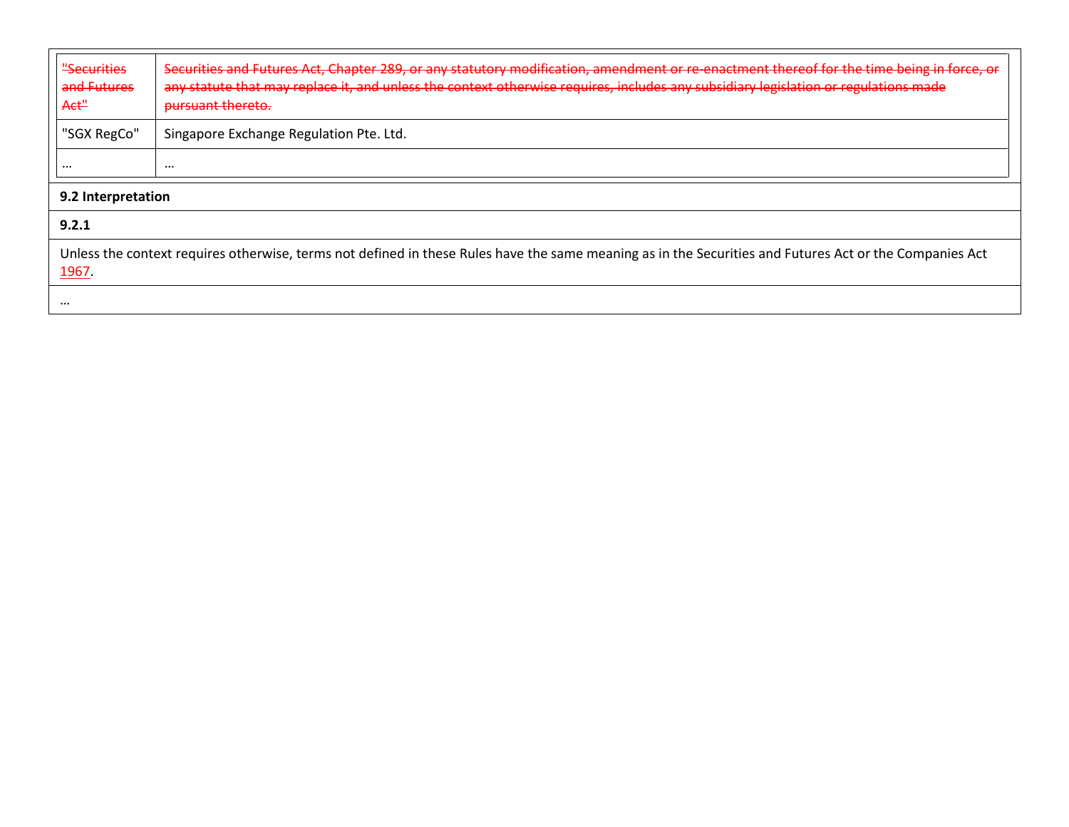| | |
|---|---|
| ~~"Securities and Futures Act"~~ | ~~Securities and Futures Act, Chapter 289, or any statutory modification, amendment or re-enactment thereof for the time being in force, or any statute that may replace it, and unless the context otherwise requires, includes any subsidiary legislation or regulations made pursuant thereto.~~ |
| "SGX RegCo" | Singapore Exchange Regulation Pte. Ltd. |
| … | … |

**9.2 Interpretation**

**9.2.1**

Unless the context requires otherwise, terms not defined in these Rules have the same meaning as in the Securities and Futures Act or the Companies Act 1967.

…